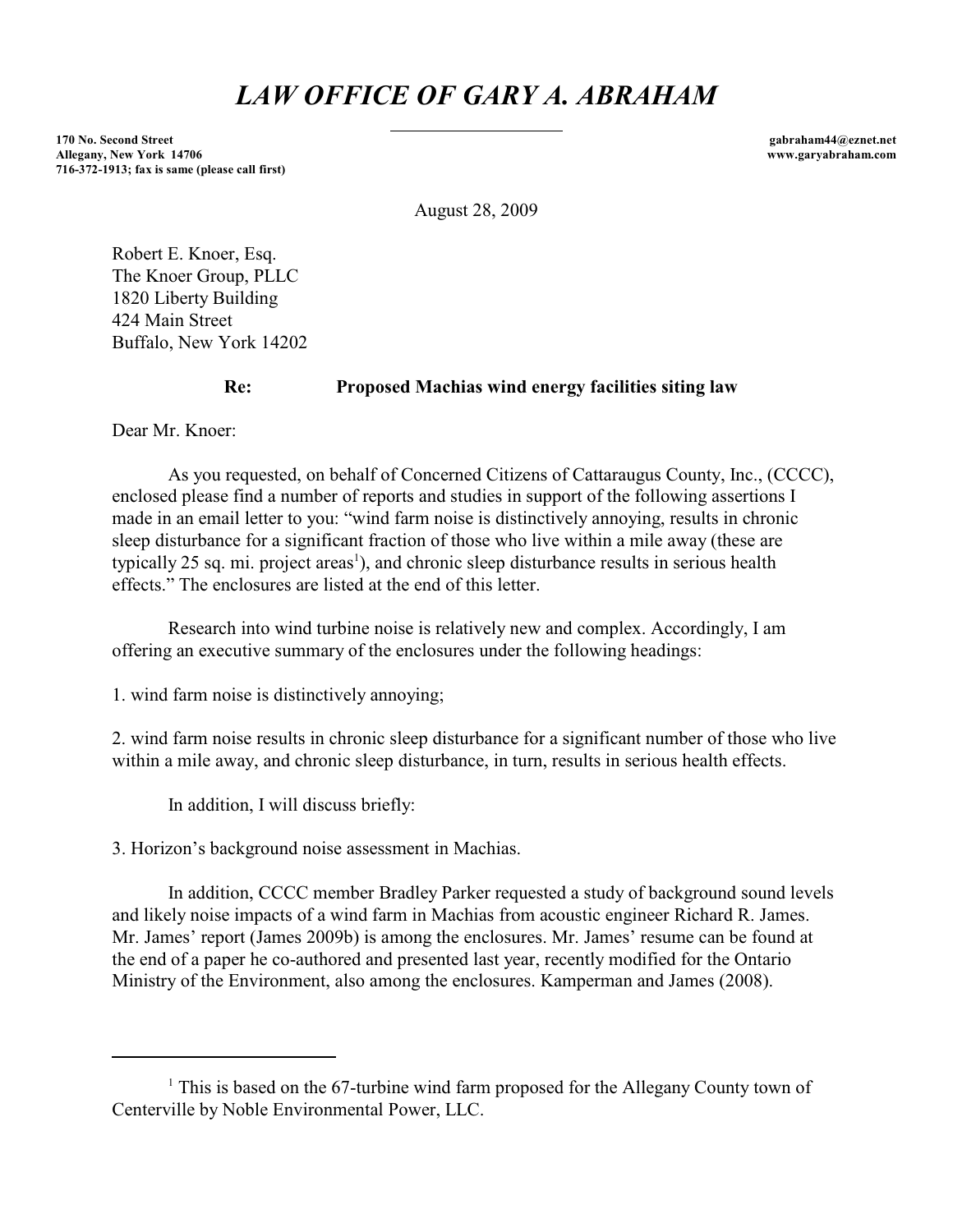# *LAW OFFICE OF GARY A. ABRAHAM*

**170 No. Second Street**
**Allegany, New York 14706**
**716-372-1913; fax is same (please call first)**

**gabraham44@eznet.net**
**www.garyabraham.com**

August 28, 2009

Robert E. Knoer, Esq.
The Knoer Group, PLLC
1820 Liberty Building
424 Main Street
Buffalo, New York 14202

**Re: Proposed Machias wind energy facilities siting law**

Dear Mr. Knoer:

As you requested, on behalf of Concerned Citizens of Cattaraugus County, Inc., (CCCC), enclosed please find a number of reports and studies in support of the following assertions I made in an email letter to you: "wind farm noise is distinctively annoying, results in chronic sleep disturbance for a significant fraction of those who live within a mile away (these are typically 25 sq. mi. project areas[1]), and chronic sleep disturbance results in serious health effects." The enclosures are listed at the end of this letter.

Research into wind turbine noise is relatively new and complex. Accordingly, I am offering an executive summary of the enclosures under the following headings:

1. wind farm noise is distinctively annoying;

2. wind farm noise results in chronic sleep disturbance for a significant number of those who live within a mile away, and chronic sleep disturbance, in turn, results in serious health effects.

In addition, I will discuss briefly:

3. Horizon's background noise assessment in Machias.

In addition, CCCC member Bradley Parker requested a study of background sound levels and likely noise impacts of a wind farm in Machias from acoustic engineer Richard R. James. Mr. James' report (James 2009b) is among the enclosures. Mr. James' resume can be found at the end of a paper he co-authored and presented last year, recently modified for the Ontario Ministry of the Environment, also among the enclosures. Kamperman and James (2008).

---

[1] This is based on the 67-turbine wind farm proposed for the Allegany County town of Centerville by Noble Environmental Power, LLC.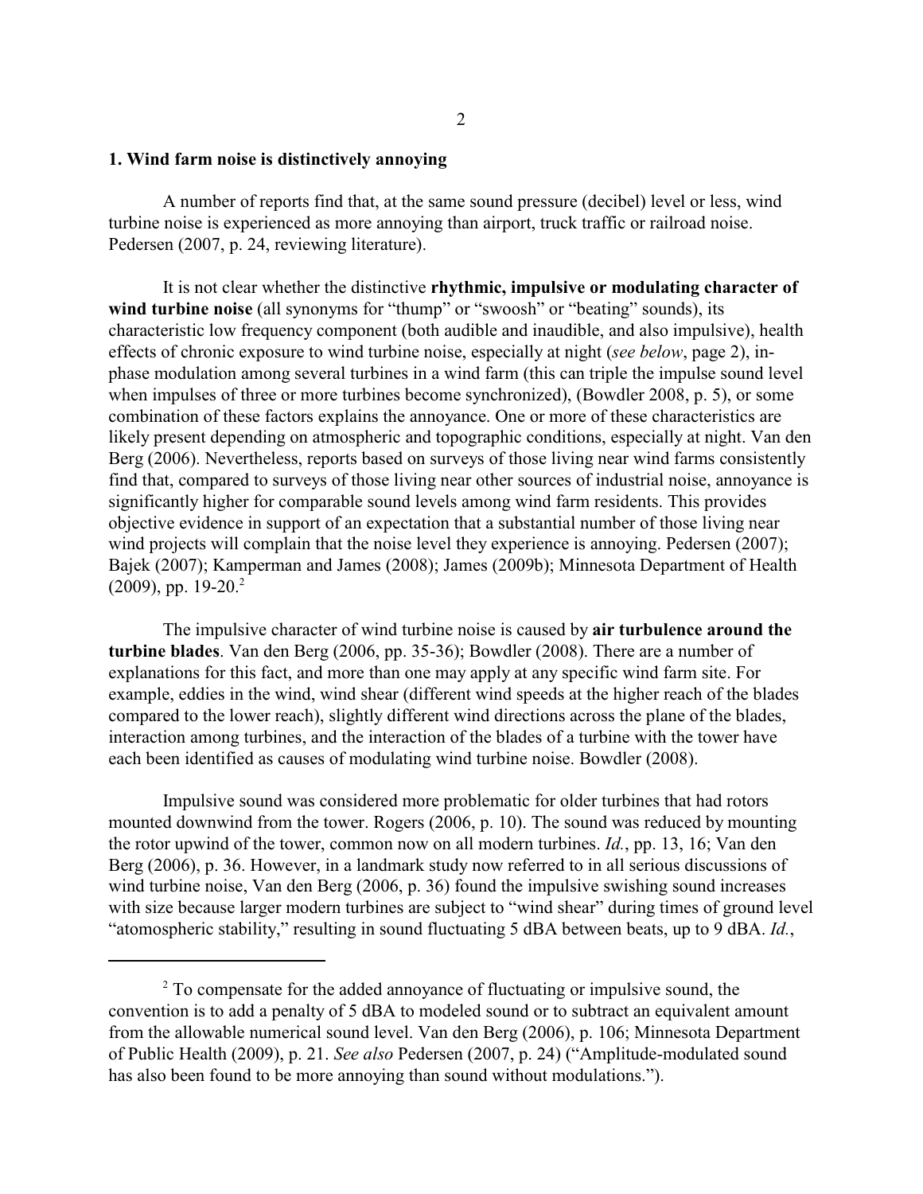**1. Wind farm noise is distinctively annoying**

A number of reports find that, at the same sound pressure (decibel) level or less, wind turbine noise is experienced as more annoying than airport, truck traffic or railroad noise. Pedersen (2007, p. 24, reviewing literature).

It is not clear whether the distinctive **rhythmic, impulsive or modulating character of wind turbine noise** (all synonyms for "thump" or "swoosh" or "beating" sounds), its characteristic low frequency component (both audible and inaudible, and also impulsive), health effects of chronic exposure to wind turbine noise, especially at night (*see below*, page 2), in-phase modulation among several turbines in a wind farm (this can triple the impulse sound level when impulses of three or more turbines become synchronized), (Bowdler 2008, p. 5), or some combination of these factors explains the annoyance. One or more of these characteristics are likely present depending on atmospheric and topographic conditions, especially at night. Van den Berg (2006). Nevertheless, reports based on surveys of those living near wind farms consistently find that, compared to surveys of those living near other sources of industrial noise, annoyance is significantly higher for comparable sound levels among wind farm residents. This provides objective evidence in support of an expectation that a substantial number of those living near wind projects will complain that the noise level they experience is annoying. Pedersen (2007); Bajek (2007); Kamperman and James (2008); James (2009b); Minnesota Department of Health (2009), pp. 19-20.[2]

The impulsive character of wind turbine noise is caused by **air turbulence around the turbine blades**. Van den Berg (2006, pp. 35-36); Bowdler (2008). There are a number of explanations for this fact, and more than one may apply at any specific wind farm site. For example, eddies in the wind, wind shear (different wind speeds at the higher reach of the blades compared to the lower reach), slightly different wind directions across the plane of the blades, interaction among turbines, and the interaction of the blades of a turbine with the tower have each been identified as causes of modulating wind turbine noise. Bowdler (2008).

Impulsive sound was considered more problematic for older turbines that had rotors mounted downwind from the tower. Rogers (2006, p. 10). The sound was reduced by mounting the rotor upwind of the tower, common now on all modern turbines. *Id.*, pp. 13, 16; Van den Berg (2006), p. 36. However, in a landmark study now referred to in all serious discussions of wind turbine noise, Van den Berg (2006, p. 36) found the impulsive swishing sound increases with size because larger modern turbines are subject to "wind shear" during times of ground level "atomospheric stability," resulting in sound fluctuating 5 dBA between beats, up to 9 dBA. *Id.*,

[2] To compensate for the added annoyance of fluctuating or impulsive sound, the convention is to add a penalty of 5 dBA to modeled sound or to subtract an equivalent amount from the allowable numerical sound level. Van den Berg (2006), p. 106; Minnesota Department of Public Health (2009), p. 21. *See also* Pedersen (2007, p. 24) ("Amplitude-modulated sound has also been found to be more annoying than sound without modulations.").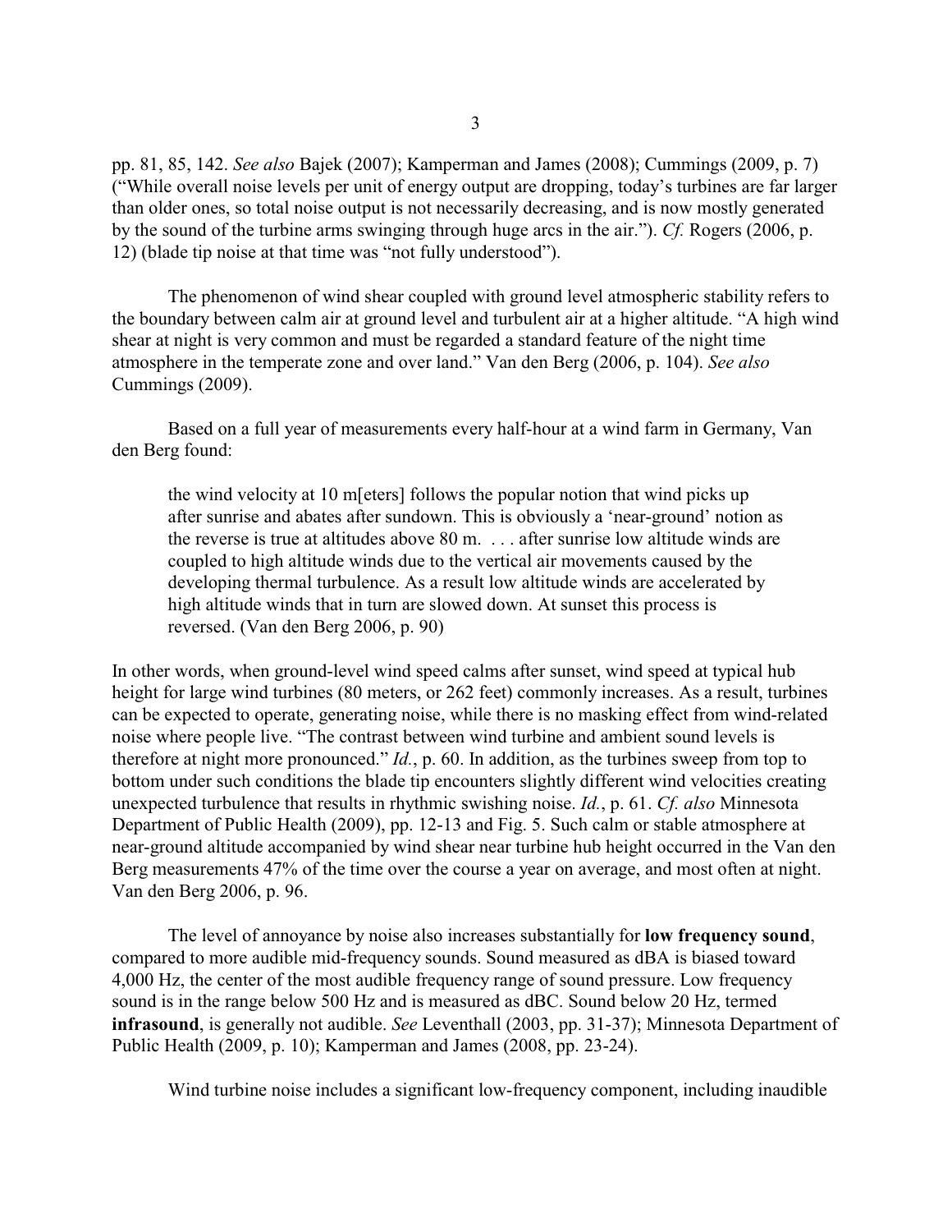pp. 81, 85, 142. *See also* Bajek (2007); Kamperman and James (2008); Cummings (2009, p. 7) ("While overall noise levels per unit of energy output are dropping, today's turbines are far larger than older ones, so total noise output is not necessarily decreasing, and is now mostly generated by the sound of the turbine arms swinging through huge arcs in the air."). *Cf.* Rogers (2006, p. 12) (blade tip noise at that time was "not fully understood").

The phenomenon of wind shear coupled with ground level atmospheric stability refers to the boundary between calm air at ground level and turbulent air at a higher altitude. "A high wind shear at night is very common and must be regarded a standard feature of the night time atmosphere in the temperate zone and over land." Van den Berg (2006, p. 104). *See also* Cummings (2009).

Based on a full year of measurements every half-hour at a wind farm in Germany, Van den Berg found:

> the wind velocity at 10 m[eters] follows the popular notion that wind picks up after sunrise and abates after sundown. This is obviously a 'near-ground' notion as the reverse is true at altitudes above 80 m. . . . after sunrise low altitude winds are coupled to high altitude winds due to the vertical air movements caused by the developing thermal turbulence. As a result low altitude winds are accelerated by high altitude winds that in turn are slowed down. At sunset this process is reversed. (Van den Berg 2006, p. 90)

In other words, when ground-level wind speed calms after sunset, wind speed at typical hub height for large wind turbines (80 meters, or 262 feet) commonly increases. As a result, turbines can be expected to operate, generating noise, while there is no masking effect from wind-related noise where people live. "The contrast between wind turbine and ambient sound levels is therefore at night more pronounced." *Id.*, p. 60. In addition, as the turbines sweep from top to bottom under such conditions the blade tip encounters slightly different wind velocities creating unexpected turbulence that results in rhythmic swishing noise. *Id.*, p. 61. *Cf. also* Minnesota Department of Public Health (2009), pp. 12-13 and Fig. 5. Such calm or stable atmosphere at near-ground altitude accompanied by wind shear near turbine hub height occurred in the Van den Berg measurements 47% of the time over the course a year on average, and most often at night. Van den Berg 2006, p. 96.

The level of annoyance by noise also increases substantially for **low frequency sound**, compared to more audible mid-frequency sounds. Sound measured as dBA is biased toward 4,000 Hz, the center of the most audible frequency range of sound pressure. Low frequency sound is in the range below 500 Hz and is measured as dBC. Sound below 20 Hz, termed **infrasound**, is generally not audible. *See* Leventhall (2003, pp. 31-37); Minnesota Department of Public Health (2009, p. 10); Kamperman and James (2008, pp. 23-24).

Wind turbine noise includes a significant low-frequency component, including inaudible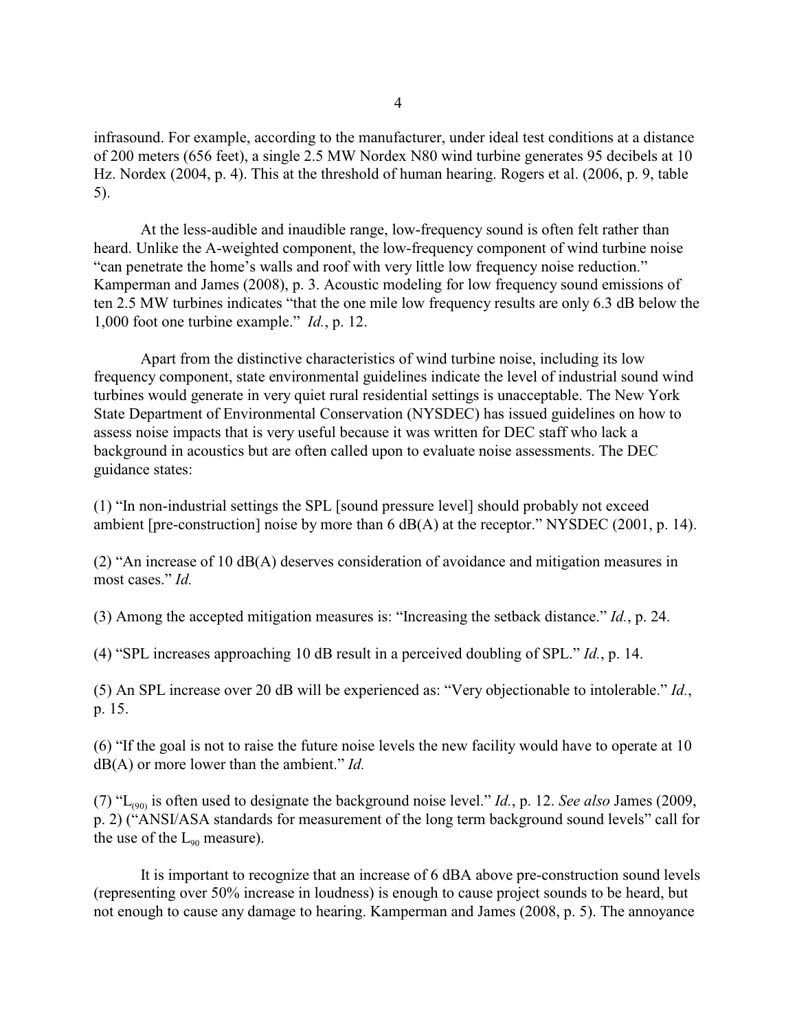infrasound. For example, according to the manufacturer, under ideal test conditions at a distance of 200 meters (656 feet), a single 2.5 MW Nordex N80 wind turbine generates 95 decibels at 10 Hz. Nordex (2004, p. 4). This at the threshold of human hearing. Rogers et al. (2006, p. 9, table 5).

At the less-audible and inaudible range, low-frequency sound is often felt rather than heard. Unlike the A-weighted component, the low-frequency component of wind turbine noise "can penetrate the home's walls and roof with very little low frequency noise reduction." Kamperman and James (2008), p. 3. Acoustic modeling for low frequency sound emissions of ten 2.5 MW turbines indicates "that the one mile low frequency results are only 6.3 dB below the 1,000 foot one turbine example." *Id.*, p. 12.

Apart from the distinctive characteristics of wind turbine noise, including its low frequency component, state environmental guidelines indicate the level of industrial sound wind turbines would generate in very quiet rural residential settings is unacceptable. The New York State Department of Environmental Conservation (NYSDEC) has issued guidelines on how to assess noise impacts that is very useful because it was written for DEC staff who lack a background in acoustics but are often called upon to evaluate noise assessments. The DEC guidance states:

(1) "In non-industrial settings the SPL [sound pressure level] should probably not exceed ambient [pre-construction] noise by more than 6 dB(A) at the receptor." NYSDEC (2001, p. 14).

(2) "An increase of 10 dB(A) deserves consideration of avoidance and mitigation measures in most cases." *Id.*

(3) Among the accepted mitigation measures is: "Increasing the setback distance." *Id.*, p. 24.

(4) "SPL increases approaching 10 dB result in a perceived doubling of SPL." *Id.*, p. 14.

(5) An SPL increase over 20 dB will be experienced as: "Very objectionable to intolerable." *Id.*, p. 15.

(6) "If the goal is not to raise the future noise levels the new facility would have to operate at 10 dB(A) or more lower than the ambient." *Id.*

(7) "$L_{(90)}$ is often used to designate the background noise level." *Id.*, p. 12. *See also* James (2009, p. 2) ("ANSI/ASA standards for measurement of the long term background sound levels" call for the use of the $L_{90}$ measure).

It is important to recognize that an increase of 6 dBA above pre-construction sound levels (representing over 50% increase in loudness) is enough to cause project sounds to be heard, but not enough to cause any damage to hearing. Kamperman and James (2008, p. 5). The annoyance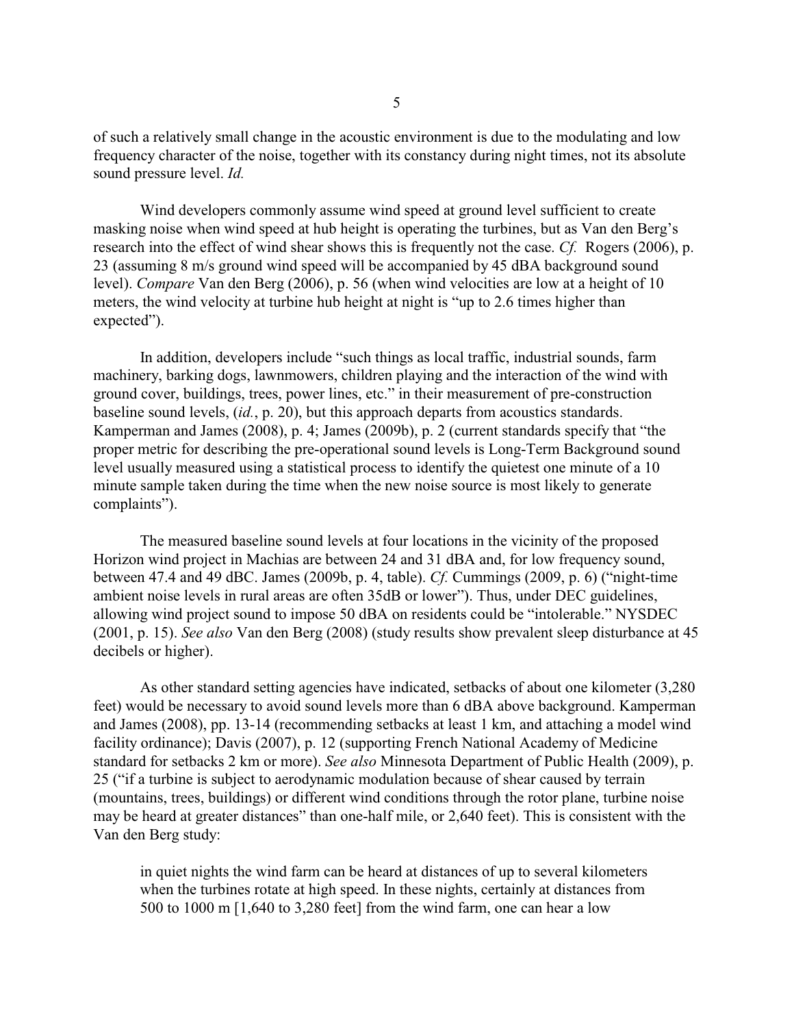of such a relatively small change in the acoustic environment is due to the modulating and low frequency character of the noise, together with its constancy during night times, not its absolute sound pressure level. *Id.*

Wind developers commonly assume wind speed at ground level sufficient to create masking noise when wind speed at hub height is operating the turbines, but as Van den Berg's research into the effect of wind shear shows this is frequently not the case. *Cf.* Rogers (2006), p. 23 (assuming 8 m/s ground wind speed will be accompanied by 45 dBA background sound level). *Compare* Van den Berg (2006), p. 56 (when wind velocities are low at a height of 10 meters, the wind velocity at turbine hub height at night is "up to 2.6 times higher than expected").

In addition, developers include "such things as local traffic, industrial sounds, farm machinery, barking dogs, lawnmowers, children playing and the interaction of the wind with ground cover, buildings, trees, power lines, etc." in their measurement of pre-construction baseline sound levels, (*id.*, p. 20), but this approach departs from acoustics standards. Kamperman and James (2008), p. 4; James (2009b), p. 2 (current standards specify that "the proper metric for describing the pre-operational sound levels is Long-Term Background sound level usually measured using a statistical process to identify the quietest one minute of a 10 minute sample taken during the time when the new noise source is most likely to generate complaints").

The measured baseline sound levels at four locations in the vicinity of the proposed Horizon wind project in Machias are between 24 and 31 dBA and, for low frequency sound, between 47.4 and 49 dBC. James (2009b, p. 4, table). *Cf.* Cummings (2009, p. 6) ("night-time ambient noise levels in rural areas are often 35dB or lower"). Thus, under DEC guidelines, allowing wind project sound to impose 50 dBA on residents could be "intolerable." NYSDEC (2001, p. 15). *See also* Van den Berg (2008) (study results show prevalent sleep disturbance at 45 decibels or higher).

As other standard setting agencies have indicated, setbacks of about one kilometer (3,280 feet) would be necessary to avoid sound levels more than 6 dBA above background. Kamperman and James (2008), pp. 13-14 (recommending setbacks at least 1 km, and attaching a model wind facility ordinance); Davis (2007), p. 12 (supporting French National Academy of Medicine standard for setbacks 2 km or more). *See also* Minnesota Department of Public Health (2009), p. 25 ("if a turbine is subject to aerodynamic modulation because of shear caused by terrain (mountains, trees, buildings) or different wind conditions through the rotor plane, turbine noise may be heard at greater distances" than one-half mile, or 2,640 feet). This is consistent with the Van den Berg study:

> in quiet nights the wind farm can be heard at distances of up to several kilometers when the turbines rotate at high speed. In these nights, certainly at distances from 500 to 1000 m [1,640 to 3,280 feet] from the wind farm, one can hear a low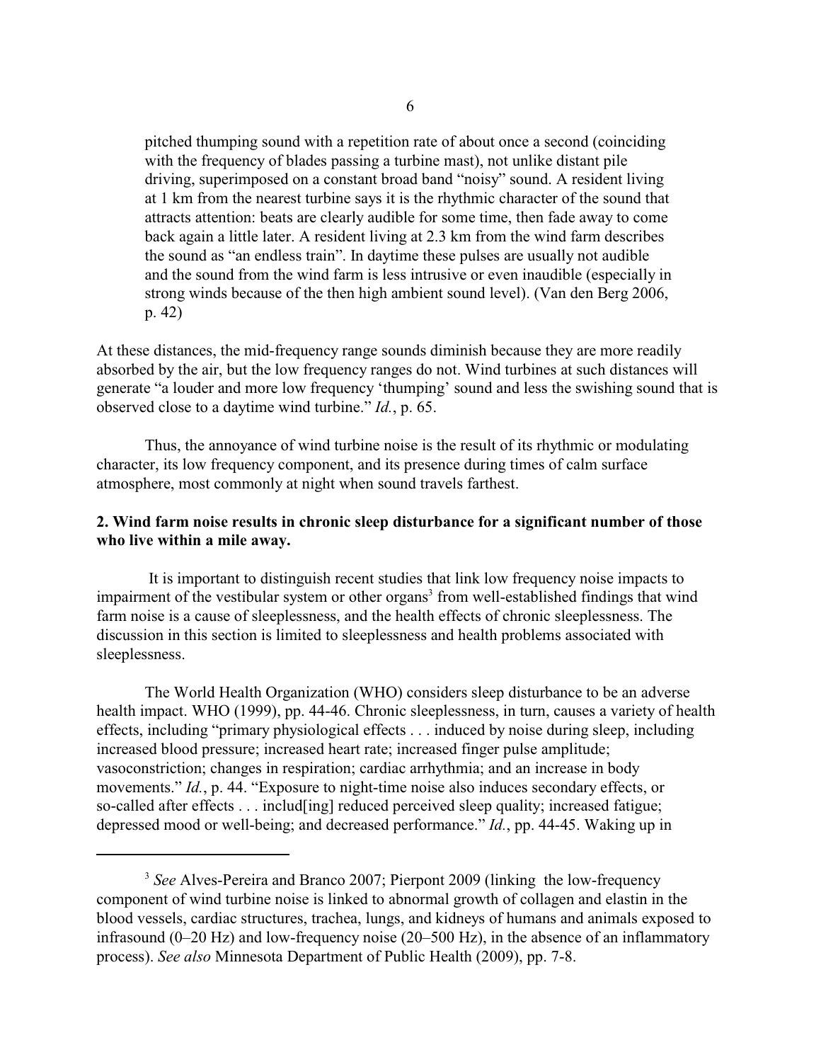pitched thumping sound with a repetition rate of about once a second (coinciding with the frequency of blades passing a turbine mast), not unlike distant pile driving, superimposed on a constant broad band "noisy" sound. A resident living at 1 km from the nearest turbine says it is the rhythmic character of the sound that attracts attention: beats are clearly audible for some time, then fade away to come back again a little later. A resident living at 2.3 km from the wind farm describes the sound as "an endless train". In daytime these pulses are usually not audible and the sound from the wind farm is less intrusive or even inaudible (especially in strong winds because of the then high ambient sound level). (Van den Berg 2006, p. 42)

At these distances, the mid-frequency range sounds diminish because they are more readily absorbed by the air, but the low frequency ranges do not. Wind turbines at such distances will generate "a louder and more low frequency 'thumping' sound and less the swishing sound that is observed close to a daytime wind turbine." *Id.*, p. 65.

Thus, the annoyance of wind turbine noise is the result of its rhythmic or modulating character, its low frequency component, and its presence during times of calm surface atmosphere, most commonly at night when sound travels farthest.

**2. Wind farm noise results in chronic sleep disturbance for a significant number of those who live within a mile away.**

It is important to distinguish recent studies that link low frequency noise impacts to impairment of the vestibular system or other organs[3] from well-established findings that wind farm noise is a cause of sleeplessness, and the health effects of chronic sleeplessness. The discussion in this section is limited to sleeplessness and health problems associated with sleeplessness.

The World Health Organization (WHO) considers sleep disturbance to be an adverse health impact. WHO (1999), pp. 44-46. Chronic sleeplessness, in turn, causes a variety of health effects, including "primary physiological effects . . . induced by noise during sleep, including increased blood pressure; increased heart rate; increased finger pulse amplitude; vasoconstriction; changes in respiration; cardiac arrhythmia; and an increase in body movements." *Id.*, p. 44. "Exposure to night-time noise also induces secondary effects, or so-called after effects . . . includ[ing] reduced perceived sleep quality; increased fatigue; depressed mood or well-being; and decreased performance." *Id.*, pp. 44-45. Waking up in

---

[3] *See* Alves-Pereira and Branco 2007; Pierpont 2009 (linking the low-frequency component of wind turbine noise is linked to abnormal growth of collagen and elastin in the blood vessels, cardiac structures, trachea, lungs, and kidneys of humans and animals exposed to infrasound (0–20 Hz) and low-frequency noise (20–500 Hz), in the absence of an inflammatory process). *See also* Minnesota Department of Public Health (2009), pp. 7-8.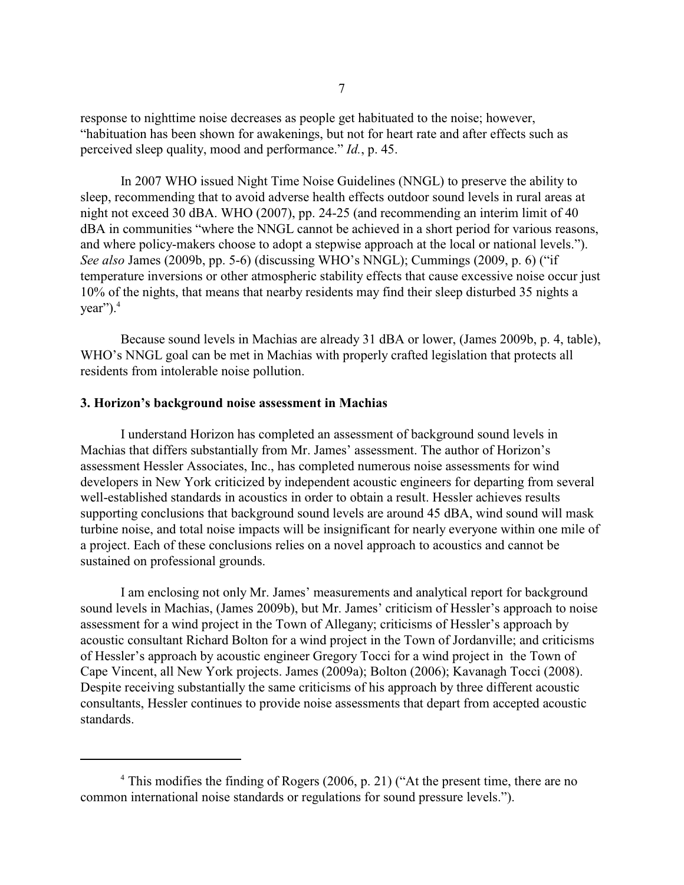response to nighttime noise decreases as people get habituated to the noise; however, "habituation has been shown for awakenings, but not for heart rate and after effects such as perceived sleep quality, mood and performance." *Id.*, p. 45.

In 2007 WHO issued Night Time Noise Guidelines (NNGL) to preserve the ability to sleep, recommending that to avoid adverse health effects outdoor sound levels in rural areas at night not exceed 30 dBA. WHO (2007), pp. 24-25 (and recommending an interim limit of 40 dBA in communities "where the NNGL cannot be achieved in a short period for various reasons, and where policy-makers choose to adopt a stepwise approach at the local or national levels."). *See also* James (2009b, pp. 5-6) (discussing WHO's NNGL); Cummings (2009, p. 6) ("if temperature inversions or other atmospheric stability effects that cause excessive noise occur just 10% of the nights, that means that nearby residents may find their sleep disturbed 35 nights a year").[4]

Because sound levels in Machias are already 31 dBA or lower, (James 2009b, p. 4, table), WHO's NNGL goal can be met in Machias with properly crafted legislation that protects all residents from intolerable noise pollution.

### 3. Horizon's background noise assessment in Machias

I understand Horizon has completed an assessment of background sound levels in Machias that differs substantially from Mr. James' assessment. The author of Horizon's assessment Hessler Associates, Inc., has completed numerous noise assessments for wind developers in New York criticized by independent acoustic engineers for departing from several well-established standards in acoustics in order to obtain a result. Hessler achieves results supporting conclusions that background sound levels are around 45 dBA, wind sound will mask turbine noise, and total noise impacts will be insignificant for nearly everyone within one mile of a project. Each of these conclusions relies on a novel approach to acoustics and cannot be sustained on professional grounds.

I am enclosing not only Mr. James' measurements and analytical report for background sound levels in Machias, (James 2009b), but Mr. James' criticism of Hessler's approach to noise assessment for a wind project in the Town of Allegany; criticisms of Hessler's approach by acoustic consultant Richard Bolton for a wind project in the Town of Jordanville; and criticisms of Hessler's approach by acoustic engineer Gregory Tocci for a wind project in the Town of Cape Vincent, all New York projects. James (2009a); Bolton (2006); Kavanagh Tocci (2008). Despite receiving substantially the same criticisms of his approach by three different acoustic consultants, Hessler continues to provide noise assessments that depart from accepted acoustic standards.

---

[4] This modifies the finding of Rogers (2006, p. 21) ("At the present time, there are no common international noise standards or regulations for sound pressure levels.").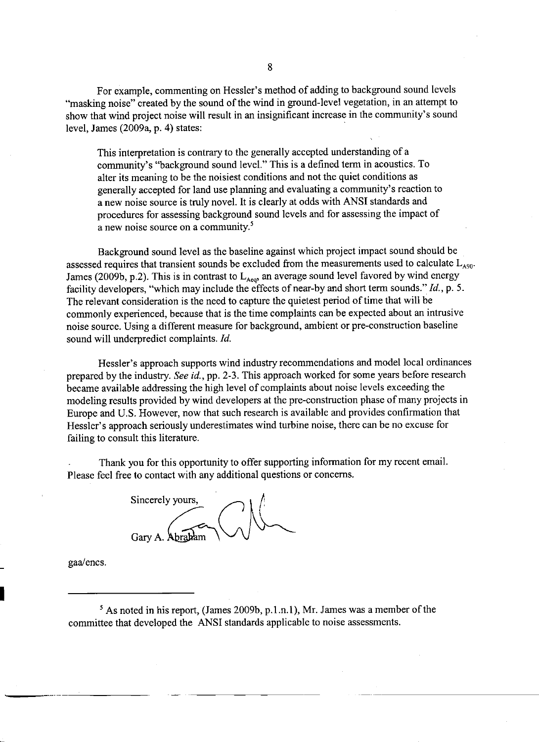For example, commenting on Hessler's method of adding to background sound levels "masking noise" created by the sound of the wind in ground-level vegetation, in an attempt to show that wind project noise will result in an insignificant increase in the community's sound level, James (2009a, p. 4) states:

> This interpretation is contrary to the generally accepted understanding of a community's "background sound level." This is a defined term in acoustics. To alter its meaning to be the noisiest conditions and not the quiet conditions as generally accepted for land use planning and evaluating a community's reaction to a new noise source is truly novel. It is clearly at odds with ANSI standards and procedures for assessing background sound levels and for assessing the impact of a new noise source on a community.[5]

Background sound level as the baseline against which project impact sound should be assessed requires that transient sounds be excluded from the measurements used to calculate $L_{A90}$. James (2009b, p.2). This is in contrast to $L_{Aeq}$, an average sound level favored by wind energy facility developers, "which may include the effects of near-by and short term sounds." *Id.*, p. 5. The relevant consideration is the need to capture the quietest period of time that will be commonly experienced, because that is the time complaints can be expected about an intrusive noise source. Using a different measure for background, ambient or pre-construction baseline sound will underpredict complaints. *Id.*

Hessler's approach supports wind industry recommendations and model local ordinances prepared by the industry. *See id.*, pp. 2-3. This approach worked for some years before research became available addressing the high level of complaints about noise levels exceeding the modeling results provided by wind developers at the pre-construction phase of many projects in Europe and U.S. However, now that such research is available and provides confirmation that Hessler's approach seriously underestimates wind turbine noise, there can be no excuse for failing to consult this literature.

Thank you for this opportunity to offer supporting information for my recent email. Please feel free to contact with any additional questions or concerns.

Sincerely yours,

Gary A. Abraham

gaa/encs.

---

[5] As noted in his report, (James 2009b, p.1.n.1), Mr. James was a member of the committee that developed the ANSI standards applicable to noise assessments.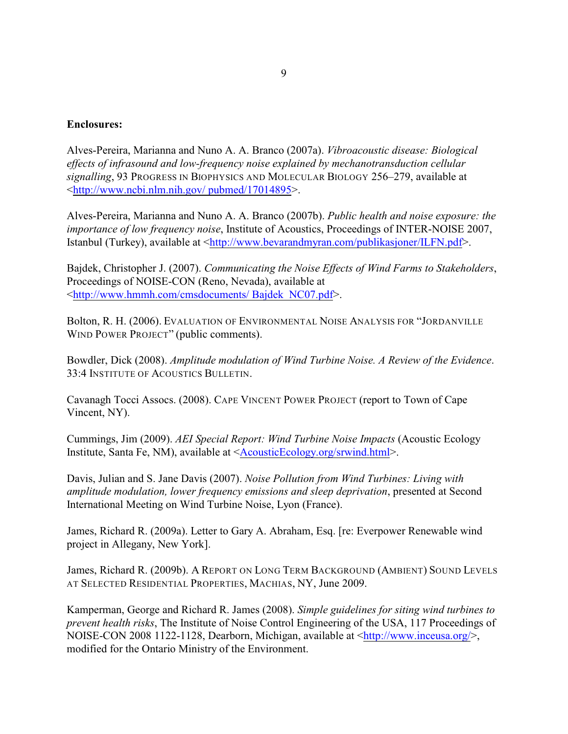**Enclosures:**

Alves-Pereira, Marianna and Nuno A. A. Branco (2007a). *Vibroacoustic disease: Biological effects of infrasound and low-frequency noise explained by mechanotransduction cellular signalling*, 93 PROGRESS IN BIOPHYSICS AND MOLECULAR BIOLOGY 256–279, available at <http://www.ncbi.nlm.nih.gov/ pubmed/17014895>.

Alves-Pereira, Marianna and Nuno A. A. Branco (2007b). *Public health and noise exposure: the importance of low frequency noise*, Institute of Acoustics, Proceedings of INTER-NOISE 2007, Istanbul (Turkey), available at <http://www.bevarandmyran.com/publikasjoner/ILFN.pdf>.

Bajdek, Christopher J. (2007). *Communicating the Noise Effects of Wind Farms to Stakeholders*, Proceedings of NOISE-CON (Reno, Nevada), available at <http://www.hmmh.com/cmsdocuments/ Bajdek_NC07.pdf>.

Bolton, R. H. (2006). EVALUATION OF ENVIRONMENTAL NOISE ANALYSIS FOR "JORDANVILLE WIND POWER PROJECT" (public comments).

Bowdler, Dick (2008). *Amplitude modulation of Wind Turbine Noise. A Review of the Evidence*. 33:4 INSTITUTE OF ACOUSTICS BULLETIN.

Cavanagh Tocci Assocs. (2008). CAPE VINCENT POWER PROJECT (report to Town of Cape Vincent, NY).

Cummings, Jim (2009). *AEI Special Report: Wind Turbine Noise Impacts* (Acoustic Ecology Institute, Santa Fe, NM), available at <AcousticEcology.org/srwind.html>.

Davis, Julian and S. Jane Davis (2007). *Noise Pollution from Wind Turbines: Living with amplitude modulation, lower frequency emissions and sleep deprivation*, presented at Second International Meeting on Wind Turbine Noise, Lyon (France).

James, Richard R. (2009a). Letter to Gary A. Abraham, Esq. [re: Everpower Renewable wind project in Allegany, New York].

James, Richard R. (2009b). A REPORT ON LONG TERM BACKGROUND (AMBIENT) SOUND LEVELS AT SELECTED RESIDENTIAL PROPERTIES, MACHIAS, NY, June 2009.

Kamperman, George and Richard R. James (2008). *Simple guidelines for siting wind turbines to prevent health risks*, The Institute of Noise Control Engineering of the USA, 117 Proceedings of NOISE-CON 2008 1122-1128, Dearborn, Michigan, available at <http://www.inceusa.org/>, modified for the Ontario Ministry of the Environment.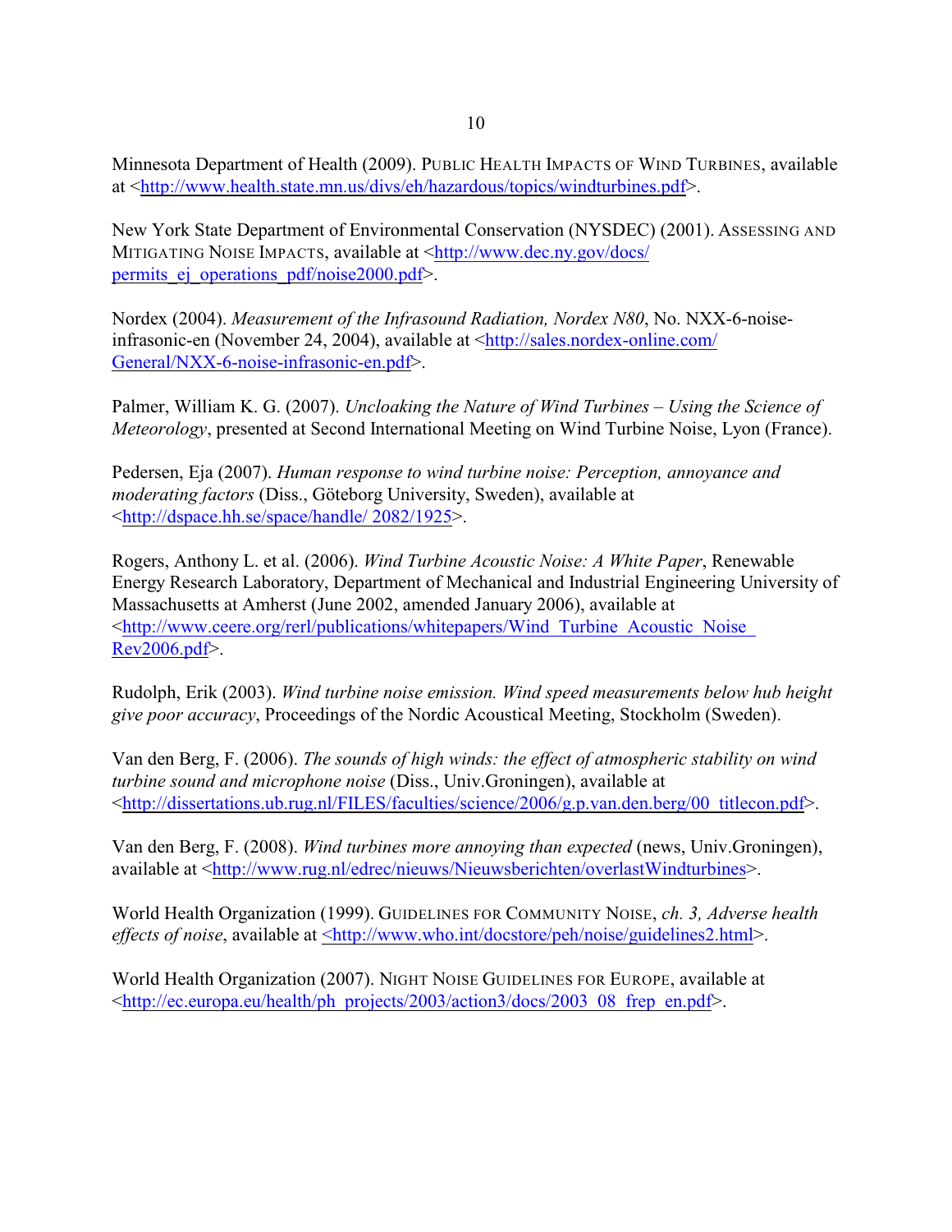Minnesota Department of Health (2009). PUBLIC HEALTH IMPACTS OF WIND TURBINES, available at <http://www.health.state.mn.us/divs/eh/hazardous/topics/windturbines.pdf>.

New York State Department of Environmental Conservation (NYSDEC) (2001). ASSESSING AND MITIGATING NOISE IMPACTS, available at <http://www.dec.ny.gov/docs/permits_ej_operations_pdf/noise2000.pdf>.

Nordex (2004). *Measurement of the Infrasound Radiation, Nordex N80*, No. NXX-6-noise-infrasonic-en (November 24, 2004), available at <http://sales.nordex-online.com/General/NXX-6-noise-infrasonic-en.pdf>.

Palmer, William K. G. (2007). *Uncloaking the Nature of Wind Turbines – Using the Science of Meteorology*, presented at Second International Meeting on Wind Turbine Noise, Lyon (France).

Pedersen, Eja (2007). *Human response to wind turbine noise: Perception, annoyance and moderating factors* (Diss., Göteborg University, Sweden), available at <http://dspace.hh.se/space/handle/ 2082/1925>.

Rogers, Anthony L. et al. (2006). *Wind Turbine Acoustic Noise: A White Paper*, Renewable Energy Research Laboratory, Department of Mechanical and Industrial Engineering University of Massachusetts at Amherst (June 2002, amended January 2006), available at <http://www.ceere.org/rerl/publications/whitepapers/Wind_Turbine_Acoustic_Noise_Rev2006.pdf>.

Rudolph, Erik (2003). *Wind turbine noise emission. Wind speed measurements below hub height give poor accuracy*, Proceedings of the Nordic Acoustical Meeting, Stockholm (Sweden).

Van den Berg, F. (2006). *The sounds of high winds: the effect of atmospheric stability on wind turbine sound and microphone noise* (Diss., Univ.Groningen), available at <http://dissertations.ub.rug.nl/FILES/faculties/science/2006/g.p.van.den.berg/00_titlecon.pdf>.

Van den Berg, F. (2008). *Wind turbines more annoying than expected* (news, Univ.Groningen), available at <http://www.rug.nl/edrec/nieuws/Nieuwsberichten/overlastWindturbines>.

World Health Organization (1999). GUIDELINES FOR COMMUNITY NOISE, *ch. 3, Adverse health effects of noise*, available at <http://www.who.int/docstore/peh/noise/guidelines2.html>.

World Health Organization (2007). NIGHT NOISE GUIDELINES FOR EUROPE, available at <http://ec.europa.eu/health/ph_projects/2003/action3/docs/2003_08_frep_en.pdf>.